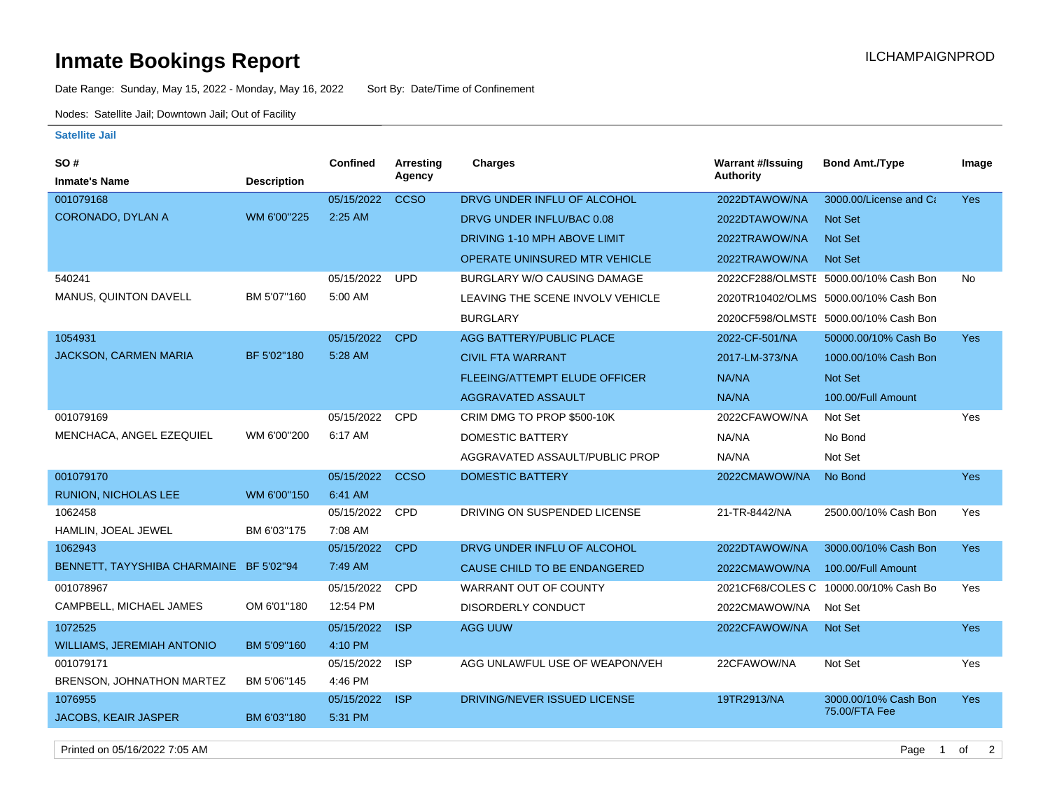# Inmate Bookings Report

ILCHAMPAIGNPROD

Date Range: Sunday, May 15, 2022 - Monday, May 16, 2022    Sort By: Date/Time of Confinement

Nodes: Satellite Jail; Downtown Jail; Out of Facility

**Satellite Jail**

| SO # / Inmate's Name | Description | Confined | Arresting Agency | Charges | Warrant #/Issuing Authority | Bond Amt./Type | Image |
|---|---|---|---|---|---|---|---|
| 001079168 CORONADO, DYLAN A | WM 6'00"225 | 05/15/2022 2:25 AM | CCSO | DRVG UNDER INFLU OF ALCOHOL | 2022DTAWOW/NA | 3000.00/License and Ca | Yes |
| | | | | DRVG UNDER INFLU/BAC 0.08 | 2022DTAWOW/NA | Not Set | |
| | | | | DRIVING 1-10 MPH ABOVE LIMIT | 2022TRAWOW/NA | Not Set | |
| | | | | OPERATE UNINSURED MTR VEHICLE | 2022TRAWOW/NA | Not Set | |
| 540241 MANUS, QUINTON DAVELL | BM 5'07"160 | 05/15/2022 5:00 AM | UPD | BURGLARY W/O CAUSING DAMAGE | 2022CF288/OLMSTE | 5000.00/10% Cash Bon | No |
| | | | | LEAVING THE SCENE INVOLV VEHICLE | 2020TR10402/OLMS | 5000.00/10% Cash Bon | |
| | | | | BURGLARY | 2020CF598/OLMSTE | 5000.00/10% Cash Bon | |
| 1054931 JACKSON, CARMEN MARIA | BF 5'02"180 | 05/15/2022 5:28 AM | CPD | AGG BATTERY/PUBLIC PLACE | 2022-CF-501/NA | 50000.00/10% Cash Bo | Yes |
| | | | | CIVIL FTA WARRANT | 2017-LM-373/NA | 1000.00/10% Cash Bon | |
| | | | | FLEEING/ATTEMPT ELUDE OFFICER | NA/NA | Not Set | |
| | | | | AGGRAVATED ASSAULT | NA/NA | 100.00/Full Amount | |
| 001079169 MENCHACA, ANGEL EZEQUIEL | WM 6'00"200 | 05/15/2022 6:17 AM | CPD | CRIM DMG TO PROP $500-10K | 2022CFAWOW/NA | Not Set | Yes |
| | | | | DOMESTIC BATTERY | NA/NA | No Bond | |
| | | | | AGGRAVATED ASSAULT/PUBLIC PROP | NA/NA | Not Set | |
| 001079170 RUNION, NICHOLAS LEE | WM 6'00"150 | 05/15/2022 6:41 AM | CCSO | DOMESTIC BATTERY | 2022CMAWOW/NA | No Bond | Yes |
| 1062458 HAMLIN, JOEAL JEWEL | BM 6'03"175 | 05/15/2022 7:08 AM | CPD | DRIVING ON SUSPENDED LICENSE | 21-TR-8442/NA | 2500.00/10% Cash Bon | Yes |
| 1062943 BENNETT, TAYYSHIBA CHARMAINE | BF 5'02"94 | 05/15/2022 7:49 AM | CPD | DRVG UNDER INFLU OF ALCOHOL | 2022DTAWOW/NA | 3000.00/10% Cash Bon | Yes |
| | | | | CAUSE CHILD TO BE ENDANGERED | 2022CMAWOW/NA | 100.00/Full Amount | |
| 001078967 CAMPBELL, MICHAEL JAMES | OM 6'01"180 | 05/15/2022 12:54 PM | CPD | WARRANT OUT OF COUNTY | 2021CF68/COLES C | 10000.00/10% Cash Bo | Yes |
| | | | | DISORDERLY CONDUCT | 2022CMAWOW/NA | Not Set | |
| 1072525 WILLIAMS, JEREMIAH ANTONIO | BM 5'09"160 | 05/15/2022 4:10 PM | ISP | AGG UUW | 2022CFAWOW/NA | Not Set | Yes |
| 001079171 BRENSON, JOHNATHON MARTEZ | BM 5'06"145 | 05/15/2022 4:46 PM | ISP | AGG UNLAWFUL USE OF WEAPON/VEH | 22CFAWOW/NA | Not Set | Yes |
| 1076955 JACOBS, KEAIR JASPER | BM 6'03"180 | 05/15/2022 5:31 PM | ISP | DRIVING/NEVER ISSUED LICENSE | 19TR2913/NA | 3000.00/10% Cash Bon 75.00/FTA Fee | Yes |

Printed on 05/16/2022 7:05 AM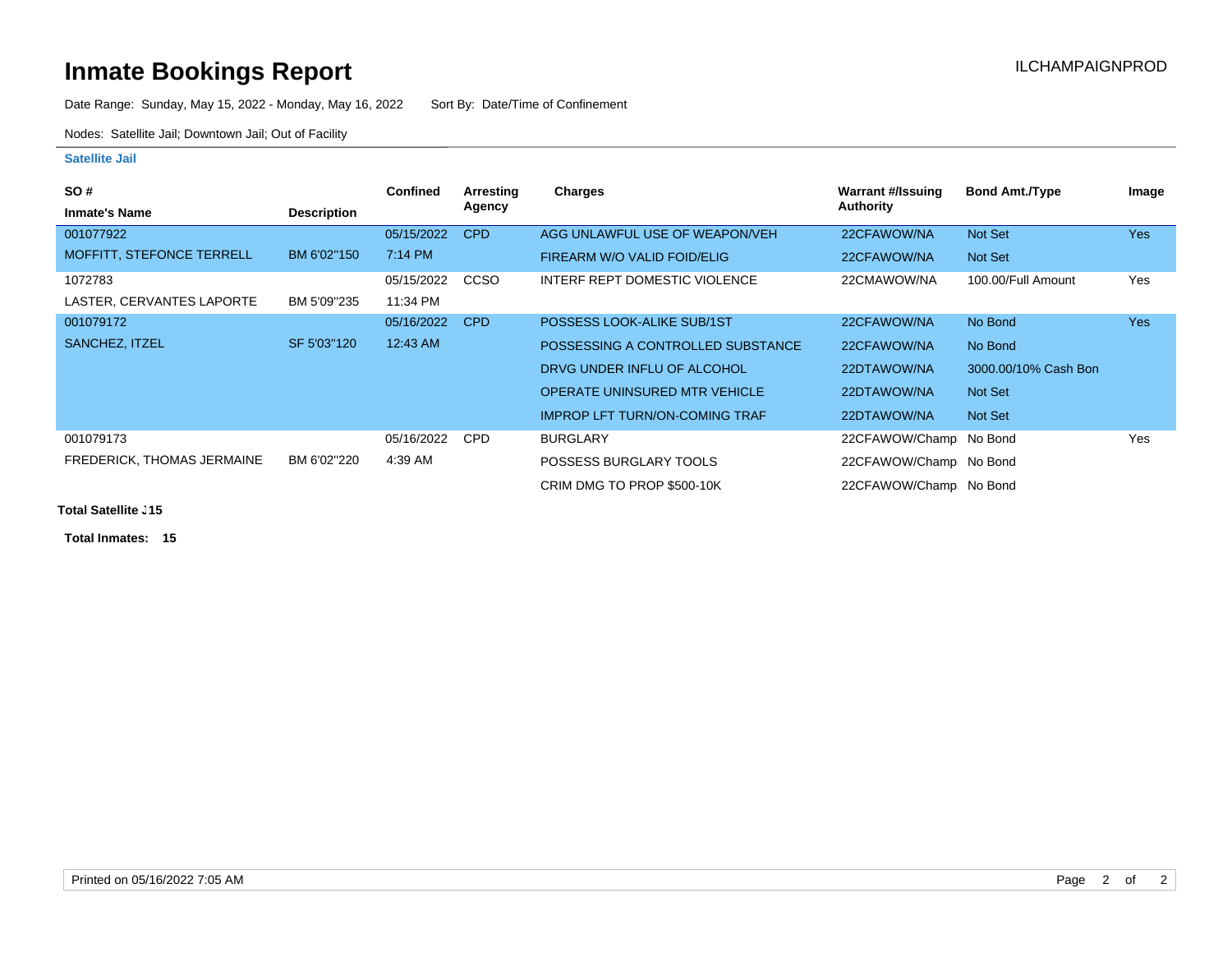# Inmate Bookings Report

ILCHAMPAIGNPROD

Date Range: Sunday, May 15, 2022 - Monday, May 16, 2022 Sort By: Date/Time of Confinement

Nodes: Satellite Jail; Downtown Jail; Out of Facility

### Satellite Jail

| SO # / Inmate's Name | Description | Confined | Arresting Agency | Charges | Warrant #/Issuing Authority | Bond Amt./Type | Image |
|---|---|---|---|---|---|---|---|
| 001077922 | | 05/15/2022 | CPD | AGG UNLAWFUL USE OF WEAPON/VEH | 22CFAWOW/NA | Not Set | Yes |
| MOFFITT, STEFONCE TERRELL | BM 6'02"150 | 7:14 PM | | FIREARM W/O VALID FOID/ELIG | 22CFAWOW/NA | Not Set | |
| 1072783 | | 05/15/2022 | CCSO | INTERF REPT DOMESTIC VIOLENCE | 22CMAWOW/NA | 100.00/Full Amount | Yes |
| LASTER, CERVANTES LAPORTE | BM 5'09"235 | 11:34 PM | | | | | |
| 001079172 | | 05/16/2022 | CPD | POSSESS LOOK-ALIKE SUB/1ST | 22CFAWOW/NA | No Bond | Yes |
| SANCHEZ, ITZEL | SF 5'03"120 | 12:43 AM | | POSSESSING A CONTROLLED SUBSTANCE | 22CFAWOW/NA | No Bond | |
| | | | | DRVG UNDER INFLU OF ALCOHOL | 22DTAWOW/NA | 3000.00/10% Cash Bon | |
| | | | | OPERATE UNINSURED MTR VEHICLE | 22DTAWOW/NA | Not Set | |
| | | | | IMPROP LFT TURN/ON-COMING TRAF | 22DTAWOW/NA | Not Set | |
| 001079173 | | 05/16/2022 | CPD | BURGLARY | 22CFAWOW/Champ | No Bond | Yes |
| FREDERICK, THOMAS JERMAINE | BM 6'02"220 | 4:39 AM | | POSSESS BURGLARY TOOLS | 22CFAWOW/Champ | No Bond | |
| | | | | CRIM DMG TO PROP $500-10K | 22CFAWOW/Champ | No Bond | |

**Total Satellite :15**

**Total Inmates: 15**

Printed on 05/16/2022 7:05 AM